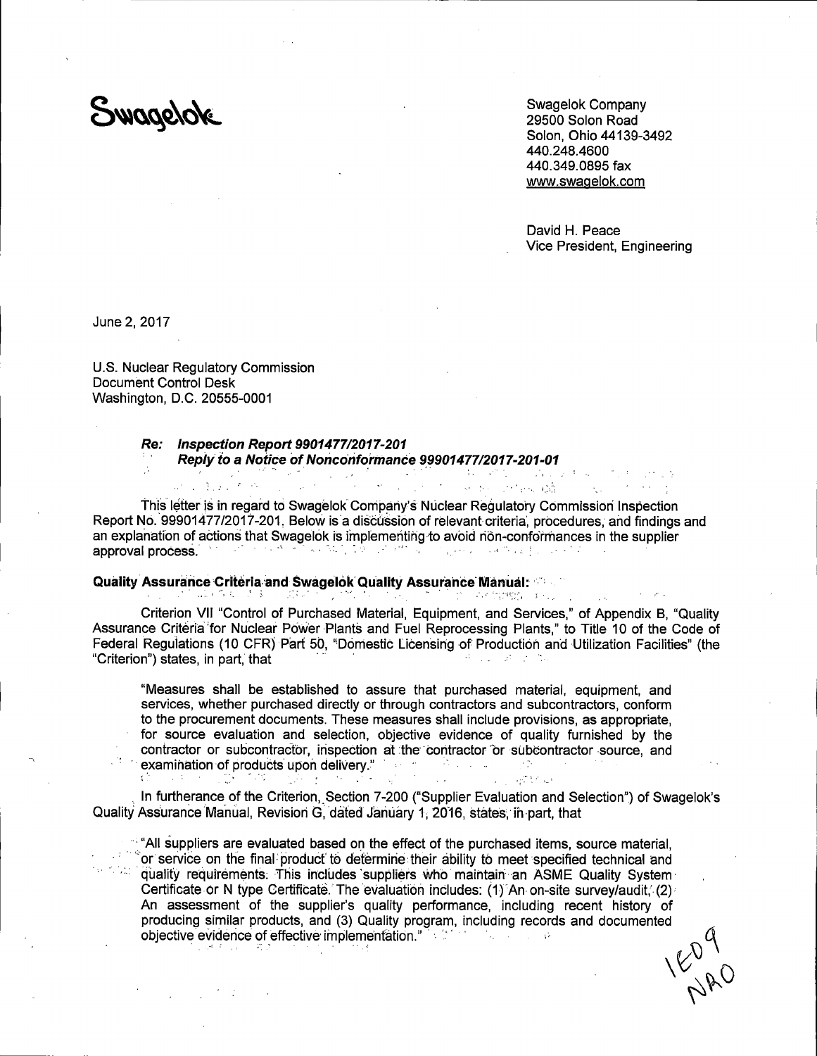Swagelok

Swagelok Company
29500 Solon Road
Solon, Ohio 44139-3492
440.248.4600
440.349.0895 fax
www.swagelok.com

David H. Peace
Vice President, Engineering

June 2, 2017

U.S. Nuclear Regulatory Commission
Document Control Desk
Washington, D.C. 20555-0001

**Re:** ***Inspection Report 9901477/2017-201***
***Reply to a Notice of Nonconformance 99901477/2017-201-01***

This letter is in regard to Swagelok Company's Nuclear Regulatory Commission Inspection Report No. 99901477/2017-201. Below is a discussion of relevant criteria, procedures, and findings and an explanation of actions that Swagelok is implementing to avoid non-conformances in the supplier approval process.

**Quality Assurance Criteria and Swagelok Quality Assurance Manual:**

Criterion VII "Control of Purchased Material, Equipment, and Services," of Appendix B, "Quality Assurance Criteria for Nuclear Power Plants and Fuel Reprocessing Plants," to Title 10 of the Code of Federal Regulations (10 CFR) Part 50, "Domestic Licensing of Production and Utilization Facilities" (the "Criterion") states, in part, that

> "Measures shall be established to assure that purchased material, equipment, and services, whether purchased directly or through contractors and subcontractors, conform to the procurement documents. These measures shall include provisions, as appropriate, for source evaluation and selection, objective evidence of quality furnished by the contractor or subcontractor, inspection at the contractor or subcontractor source, and examination of products upon delivery."

In furtherance of the Criterion, Section 7-200 ("Supplier Evaluation and Selection") of Swagelok's Quality Assurance Manual, Revision G, dated January 1, 2016, states, in part, that

> "All suppliers are evaluated based on the effect of the purchased items, source material, or service on the final product to determine their ability to meet specified technical and quality requirements. This includes suppliers who maintain an ASME Quality System Certificate or N type Certificate. The evaluation includes: (1) An on-site survey/audit, (2) An assessment of the supplier's quality performance, including recent history of producing similar products, and (3) Quality program, including records and documented objective evidence of effective implementation."

IE09
NRO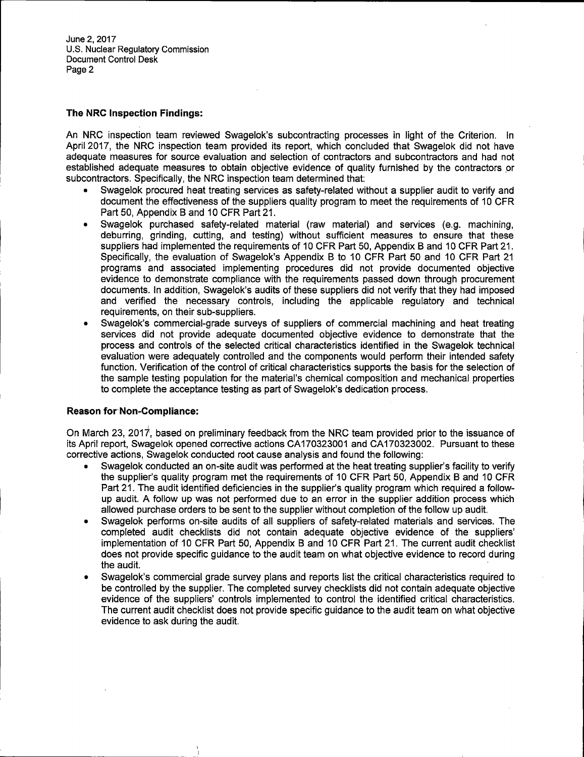June 2, 2017
U.S. Nuclear Regulatory Commission
Document Control Desk
Page 2

**The NRC Inspection Findings:**

An NRC inspection team reviewed Swagelok's subcontracting processes in light of the Criterion. In April 2017, the NRC inspection team provided its report, which concluded that Swagelok did not have adequate measures for source evaluation and selection of contractors and subcontractors and had not established adequate measures to obtain objective evidence of quality furnished by the contractors or subcontractors. Specifically, the NRC inspection team determined that:

- Swagelok procured heat treating services as safety-related without a supplier audit to verify and document the effectiveness of the suppliers quality program to meet the requirements of 10 CFR Part 50, Appendix B and 10 CFR Part 21.
- Swagelok purchased safety-related material (raw material) and services (e.g. machining, deburring, grinding, cutting, and testing) without sufficient measures to ensure that these suppliers had implemented the requirements of 10 CFR Part 50, Appendix B and 10 CFR Part 21. Specifically, the evaluation of Swagelok's Appendix B to 10 CFR Part 50 and 10 CFR Part 21 programs and associated implementing procedures did not provide documented objective evidence to demonstrate compliance with the requirements passed down through procurement documents. In addition, Swagelok's audits of these suppliers did not verify that they had imposed and verified the necessary controls, including the applicable regulatory and technical requirements, on their sub-suppliers.
- Swagelok's commercial-grade surveys of suppliers of commercial machining and heat treating services did not provide adequate documented objective evidence to demonstrate that the process and controls of the selected critical characteristics identified in the Swagelok technical evaluation were adequately controlled and the components would perform their intended safety function. Verification of the control of critical characteristics supports the basis for the selection of the sample testing population for the material's chemical composition and mechanical properties to complete the acceptance testing as part of Swagelok's dedication process.

**Reason for Non-Compliance:**

On March 23, 2017, based on preliminary feedback from the NRC team provided prior to the issuance of its April report, Swagelok opened corrective actions CA170323001 and CA170323002. Pursuant to these corrective actions, Swagelok conducted root cause analysis and found the following:

- Swagelok conducted an on-site audit was performed at the heat treating supplier's facility to verify the supplier's quality program met the requirements of 10 CFR Part 50, Appendix B and 10 CFR Part 21. The audit identified deficiencies in the supplier's quality program which required a follow-up audit. A follow up was not performed due to an error in the supplier addition process which allowed purchase orders to be sent to the supplier without completion of the follow up audit.
- Swagelok performs on-site audits of all suppliers of safety-related materials and services. The completed audit checklists did not contain adequate objective evidence of the suppliers' implementation of 10 CFR Part 50, Appendix B and 10 CFR Part 21. The current audit checklist does not provide specific guidance to the audit team on what objective evidence to record during the audit.
- Swagelok's commercial grade survey plans and reports list the critical characteristics required to be controlled by the supplier. The completed survey checklists did not contain adequate objective evidence of the suppliers' controls implemented to control the identified critical characteristics. The current audit checklist does not provide specific guidance to the audit team on what objective evidence to ask during the audit.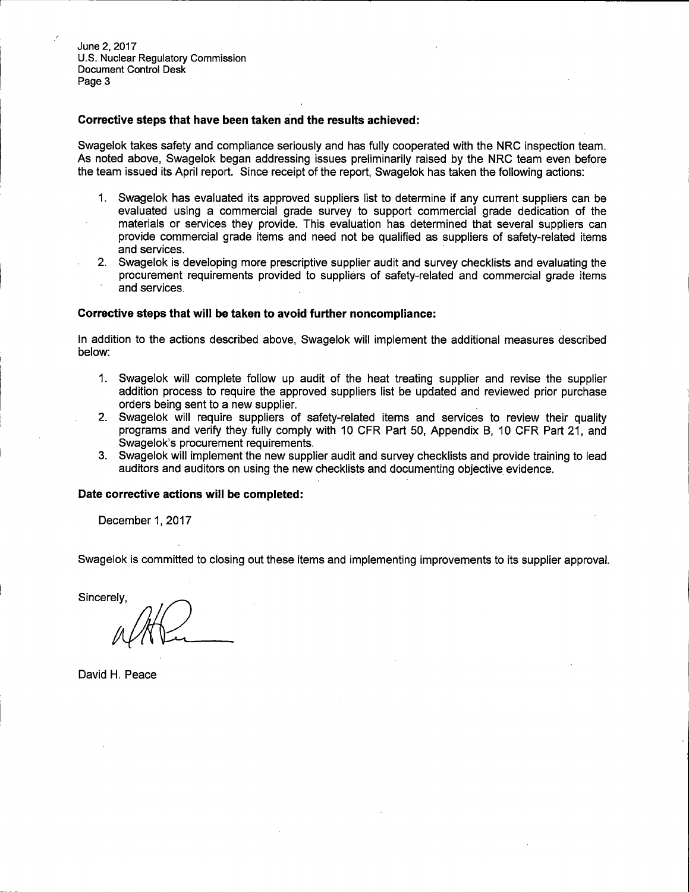**Corrective steps that have been taken and the results achieved:**

Swagelok takes safety and compliance seriously and has fully cooperated with the NRC inspection team. As noted above, Swagelok began addressing issues preliminarily raised by the NRC team even before the team issued its April report. Since receipt of the report, Swagelok has taken the following actions:

1. Swagelok has evaluated its approved suppliers list to determine if any current suppliers can be evaluated using a commercial grade survey to support commercial grade dedication of the materials or services they provide. This evaluation has determined that several suppliers can provide commercial grade items and need not be qualified as suppliers of safety-related items and services.
2. Swagelok is developing more prescriptive supplier audit and survey checklists and evaluating the procurement requirements provided to suppliers of safety-related and commercial grade items and services.

**Corrective steps that will be taken to avoid further noncompliance:**

In addition to the actions described above, Swagelok will implement the additional measures described below:

1. Swagelok will complete follow up audit of the heat treating supplier and revise the supplier addition process to require the approved suppliers list be updated and reviewed prior purchase orders being sent to a new supplier.
2. Swagelok will require suppliers of safety-related items and services to review their quality programs and verify they fully comply with 10 CFR Part 50, Appendix B, 10 CFR Part 21, and Swagelok's procurement requirements.
3. Swagelok will implement the new supplier audit and survey checklists and provide training to lead auditors and auditors on using the new checklists and documenting objective evidence.

**Date corrective actions will be completed:**

December 1, 2017

Swagelok is committed to closing out these items and implementing improvements to its supplier approval.

Sincerely,

David H. Peace